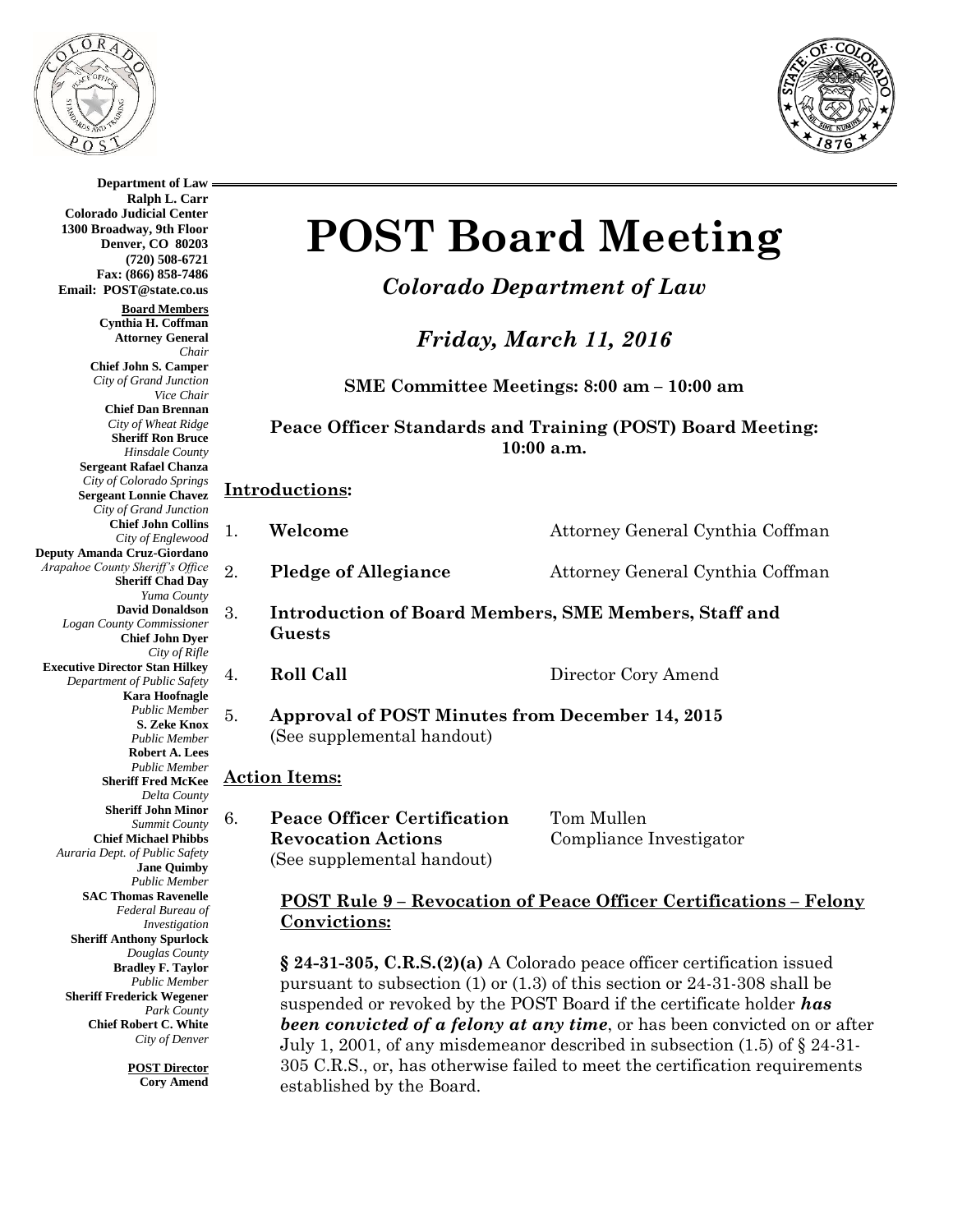**Department of Law**
**Ralph L. Carr**
**Colorado Judicial Center**
**1300 Broadway, 9th Floor**
**Denver, CO 80203**
**(720) 508-6721**
**Fax: (866) 858-7486**
**Email: POST@state.co.us**

**Board Members**

**Cynthia H. Coffman**
**Attorney General**
*Chair*

**Chief John S. Camper**
*City of Grand Junction*
*Vice Chair*

**Chief Dan Brennan**
*City of Wheat Ridge*

**Sheriff Ron Bruce**
*Hinsdale County*

**Sergeant Rafael Chanza**
*City of Colorado Springs*

**Sergeant Lonnie Chavez**
*City of Grand Junction*

**Chief John Collins**
*City of Englewood*

**Deputy Amanda Cruz-Giordano**
*Arapahoe County Sheriff's Office*

**Sheriff Chad Day**
*Yuma County*

**David Donaldson**
*Logan County Commissioner*

**Chief John Dyer**
*City of Rifle*

**Executive Director Stan Hilkey**
*Department of Public Safety*

**Kara Hoofnagle**
*Public Member*

**S. Zeke Knox**
*Public Member*

**Robert A. Lees**
*Public Member*

**Sheriff Fred McKee**
*Delta County*

**Sheriff John Minor**
*Summit County*

**Chief Michael Phibbs**
*Auraria Dept. of Public Safety*

**Jane Quimby**
*Public Member*

**SAC Thomas Ravenelle**
*Federal Bureau of Investigation*

**Sheriff Anthony Spurlock**
*Douglas County*

**Bradley F. Taylor**
*Public Member*

**Sheriff Frederick Wegener**
*Park County*

**Chief Robert C. White**
*City of Denver*

**POST Director**
**Cory Amend**

# POST Board Meeting

## *Colorado Department of Law*

## *Friday, March 11, 2016*

**SME Committee Meetings: 8:00 am – 10:00 am**

**Peace Officer Standards and Training (POST) Board Meeting: 10:00 a.m.**

## Introductions:

1. **Welcome** — Attorney General Cynthia Coffman
2. **Pledge of Allegiance** — Attorney General Cynthia Coffman
3. **Introduction of Board Members, SME Members, Staff and Guests**
4. **Roll Call** — Director Cory Amend
5. **Approval of POST Minutes from December 14, 2015**
   (See supplemental handout)

## Action Items:

6. **Peace Officer Certification Revocation Actions** — Tom Mullen, Compliance Investigator
   (See supplemental handout)

### POST Rule 9 – Revocation of Peace Officer Certifications – Felony Convictions:

**§ 24-31-305, C.R.S.(2)(a)** A Colorado peace officer certification issued pursuant to subsection (1) or (1.3) of this section or 24-31-308 shall be suspended or revoked by the POST Board if the certificate holder ***has been convicted of a felony at any time***, or has been convicted on or after July 1, 2001, of any misdemeanor described in subsection (1.5) of § 24-31-305 C.R.S., or, has otherwise failed to meet the certification requirements established by the Board.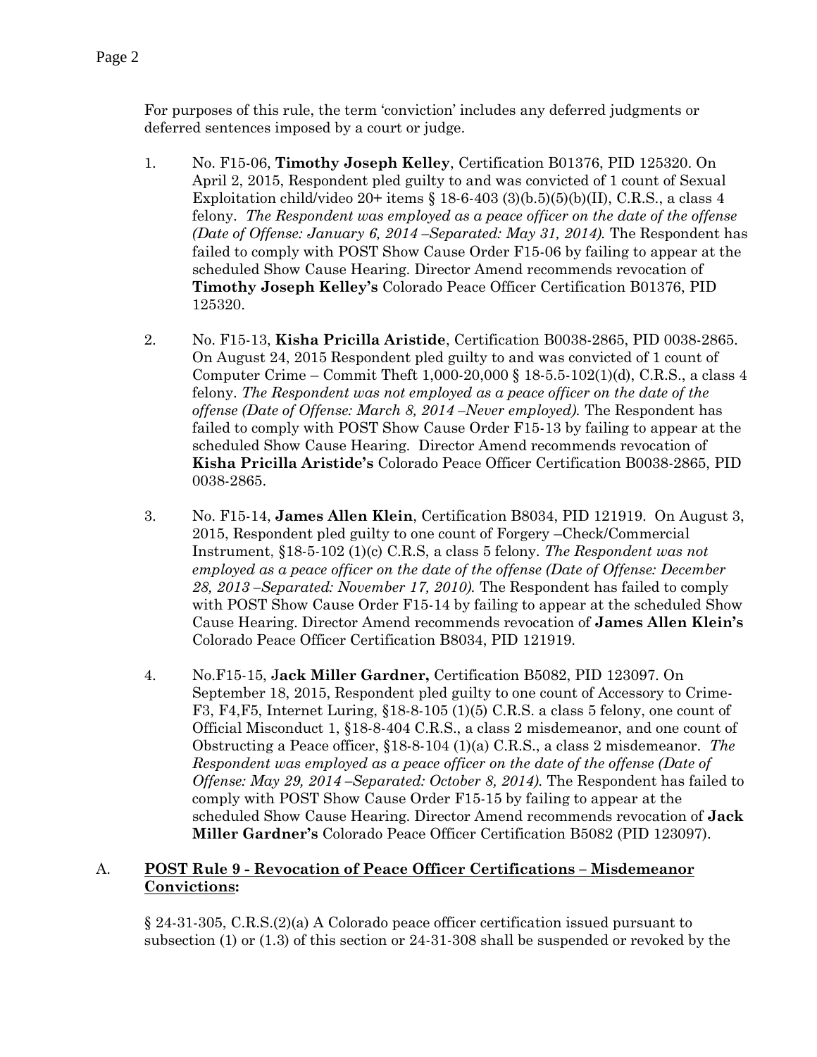For purposes of this rule, the term 'conviction' includes any deferred judgments or deferred sentences imposed by a court or judge.

1. No. F15-06, **Timothy Joseph Kelley**, Certification B01376, PID 125320. On April 2, 2015, Respondent pled guilty to and was convicted of 1 count of Sexual Exploitation child/video 20+ items § 18-6-403 (3)(b.5)(5)(b)(II), C.R.S., a class 4 felony. *The Respondent was employed as a peace officer on the date of the offense (Date of Offense: January 6, 2014 –Separated: May 31, 2014).* The Respondent has failed to comply with POST Show Cause Order F15-06 by failing to appear at the scheduled Show Cause Hearing. Director Amend recommends revocation of **Timothy Joseph Kelley's** Colorado Peace Officer Certification B01376, PID 125320.

2. No. F15-13, **Kisha Pricilla Aristide**, Certification B0038-2865, PID 0038-2865. On August 24, 2015 Respondent pled guilty to and was convicted of 1 count of Computer Crime – Commit Theft 1,000-20,000 § 18-5.5-102(1)(d), C.R.S., a class 4 felony. *The Respondent was not employed as a peace officer on the date of the offense (Date of Offense: March 8, 2014 –Never employed).* The Respondent has failed to comply with POST Show Cause Order F15-13 by failing to appear at the scheduled Show Cause Hearing. Director Amend recommends revocation of **Kisha Pricilla Aristide's** Colorado Peace Officer Certification B0038-2865, PID 0038-2865.

3. No. F15-14, **James Allen Klein**, Certification B8034, PID 121919. On August 3, 2015, Respondent pled guilty to one count of Forgery –Check/Commercial Instrument, §18-5-102 (1)(c) C.R.S, a class 5 felony. *The Respondent was not employed as a peace officer on the date of the offense (Date of Offense: December 28, 2013 –Separated: November 17, 2010).* The Respondent has failed to comply with POST Show Cause Order F15-14 by failing to appear at the scheduled Show Cause Hearing. Director Amend recommends revocation of **James Allen Klein's** Colorado Peace Officer Certification B8034, PID 121919.

4. No.F15-15, **Jack Miller Gardner,** Certification B5082, PID 123097. On September 18, 2015, Respondent pled guilty to one count of Accessory to Crime-F3, F4,F5, Internet Luring, §18-8-105 (1)(5) C.R.S. a class 5 felony, one count of Official Misconduct 1, §18-8-404 C.R.S., a class 2 misdemeanor, and one count of Obstructing a Peace officer, §18-8-104 (1)(a) C.R.S., a class 2 misdemeanor. *The Respondent was employed as a peace officer on the date of the offense (Date of Offense: May 29, 2014 –Separated: October 8, 2014).* The Respondent has failed to comply with POST Show Cause Order F15-15 by failing to appear at the scheduled Show Cause Hearing. Director Amend recommends revocation of **Jack Miller Gardner's** Colorado Peace Officer Certification B5082 (PID 123097).

## A. POST Rule 9 - Revocation of Peace Officer Certifications – Misdemeanor Convictions:

§ 24-31-305, C.R.S.(2)(a) A Colorado peace officer certification issued pursuant to subsection (1) or (1.3) of this section or 24-31-308 shall be suspended or revoked by the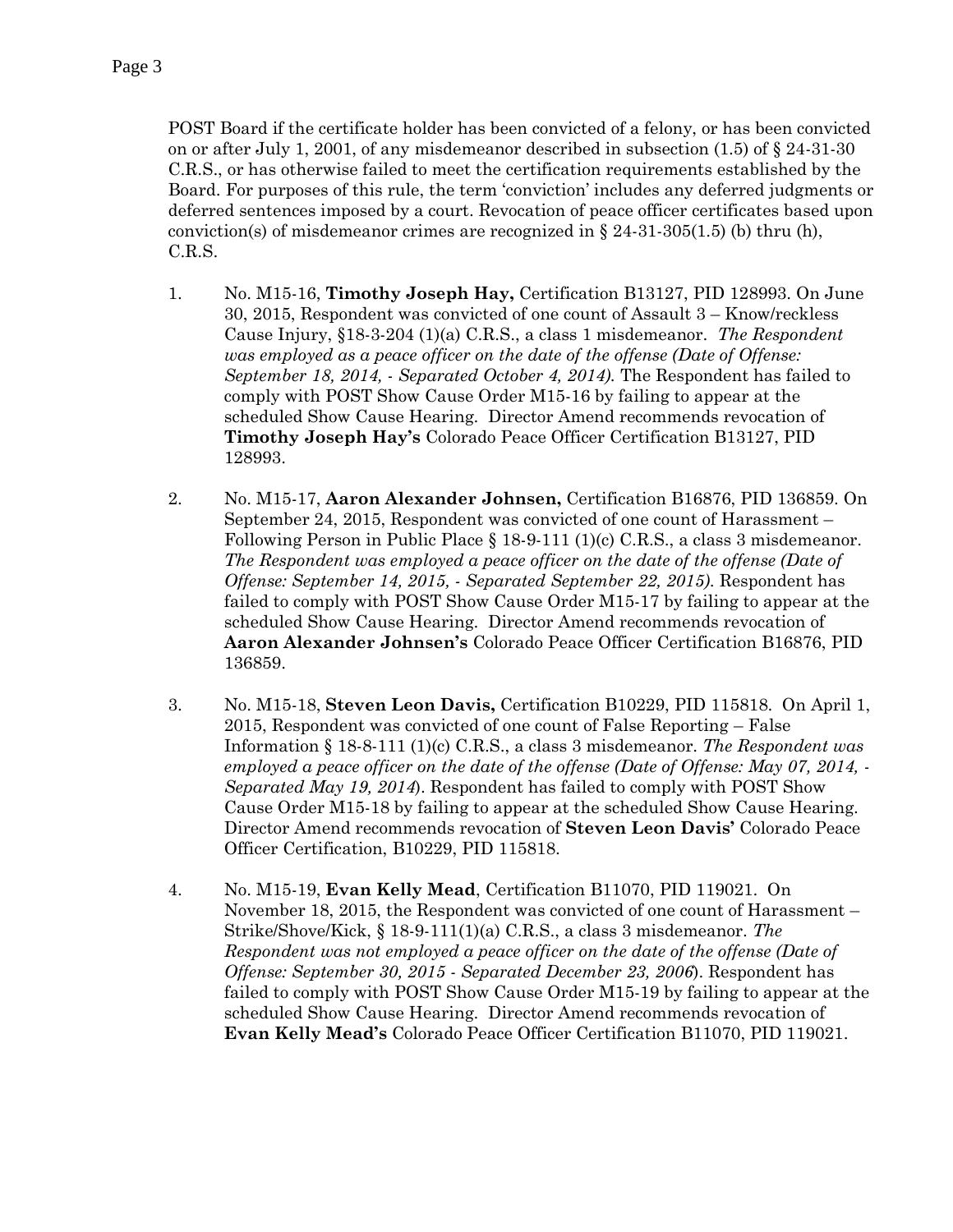POST Board if the certificate holder has been convicted of a felony, or has been convicted on or after July 1, 2001, of any misdemeanor described in subsection (1.5) of § 24-31-30 C.R.S., or has otherwise failed to meet the certification requirements established by the Board. For purposes of this rule, the term 'conviction' includes any deferred judgments or deferred sentences imposed by a court. Revocation of peace officer certificates based upon conviction(s) of misdemeanor crimes are recognized in § 24-31-305(1.5) (b) thru (h), C.R.S.

1. No. M15-16, **Timothy Joseph Hay,** Certification B13127, PID 128993. On June 30, 2015, Respondent was convicted of one count of Assault 3 – Know/reckless Cause Injury, §18-3-204 (1)(a) C.R.S., a class 1 misdemeanor. *The Respondent was employed as a peace officer on the date of the offense (Date of Offense: September 18, 2014, - Separated October 4, 2014).* The Respondent has failed to comply with POST Show Cause Order M15-16 by failing to appear at the scheduled Show Cause Hearing. Director Amend recommends revocation of **Timothy Joseph Hay's** Colorado Peace Officer Certification B13127, PID 128993.

2. No. M15-17, **Aaron Alexander Johnsen,** Certification B16876, PID 136859. On September 24, 2015, Respondent was convicted of one count of Harassment – Following Person in Public Place § 18-9-111 (1)(c) C.R.S., a class 3 misdemeanor. *The Respondent was employed a peace officer on the date of the offense (Date of Offense: September 14, 2015, - Separated September 22, 2015).* Respondent has failed to comply with POST Show Cause Order M15-17 by failing to appear at the scheduled Show Cause Hearing. Director Amend recommends revocation of **Aaron Alexander Johnsen's** Colorado Peace Officer Certification B16876, PID 136859.

3. No. M15-18, **Steven Leon Davis,** Certification B10229, PID 115818. On April 1, 2015, Respondent was convicted of one count of False Reporting – False Information § 18-8-111 (1)(c) C.R.S., a class 3 misdemeanor. *The Respondent was employed a peace officer on the date of the offense (Date of Offense: May 07, 2014, - Separated May 19, 2014*). Respondent has failed to comply with POST Show Cause Order M15-18 by failing to appear at the scheduled Show Cause Hearing. Director Amend recommends revocation of **Steven Leon Davis'** Colorado Peace Officer Certification, B10229, PID 115818.

4. No. M15-19, **Evan Kelly Mead**, Certification B11070, PID 119021. On November 18, 2015, the Respondent was convicted of one count of Harassment – Strike/Shove/Kick, § 18-9-111(1)(a) C.R.S., a class 3 misdemeanor. *The Respondent was not employed a peace officer on the date of the offense (Date of Offense: September 30, 2015 - Separated December 23, 2006*). Respondent has failed to comply with POST Show Cause Order M15-19 by failing to appear at the scheduled Show Cause Hearing. Director Amend recommends revocation of **Evan Kelly Mead's** Colorado Peace Officer Certification B11070, PID 119021.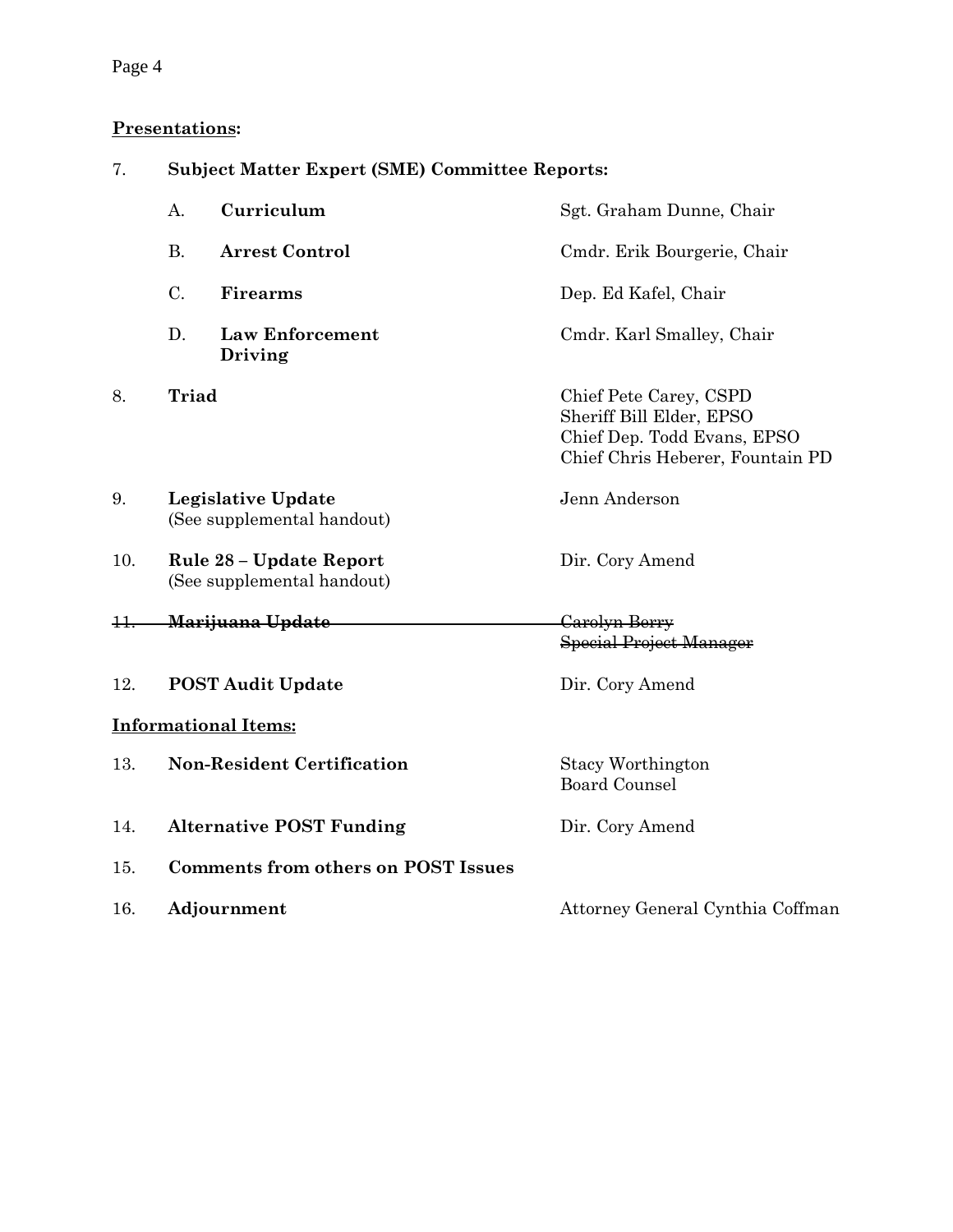**Presentations:**

7. **Subject Matter Expert (SME) Committee Reports:**

   A. **Curriculum** — Sgt. Graham Dunne, Chair

   B. **Arrest Control** — Cmdr. Erik Bourgerie, Chair

   C. **Firearms** — Dep. Ed Kafel, Chair

   D. **Law Enforcement Driving** — Cmdr. Karl Smalley, Chair

8. **Triad** — Chief Pete Carey, CSPD; Sheriff Bill Elder, EPSO; Chief Dep. Todd Evans, EPSO; Chief Chris Heberer, Fountain PD

9. **Legislative Update** (See supplemental handout) — Jenn Anderson

10. **Rule 28 – Update Report** (See supplemental handout) — Dir. Cory Amend

11. ~~**Marijuana Update** — Carolyn Berry, Special Project Manager~~

12. **POST Audit Update** — Dir. Cory Amend

**Informational Items:**

13. **Non-Resident Certification** — Stacy Worthington, Board Counsel

14. **Alternative POST Funding** — Dir. Cory Amend

15. **Comments from others on POST Issues**

16. **Adjournment** — Attorney General Cynthia Coffman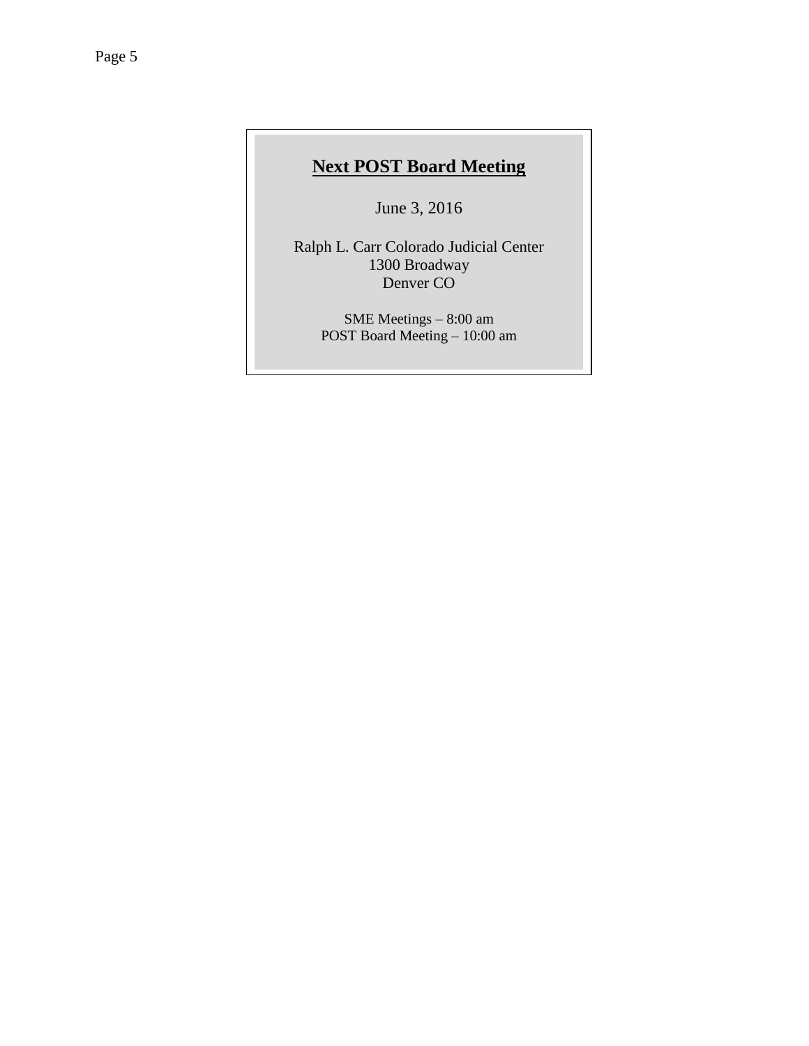## **Next POST Board Meeting**

June 3, 2016

Ralph L. Carr Colorado Judicial Center
1300 Broadway
Denver CO

SME Meetings – 8:00 am
POST Board Meeting – 10:00 am